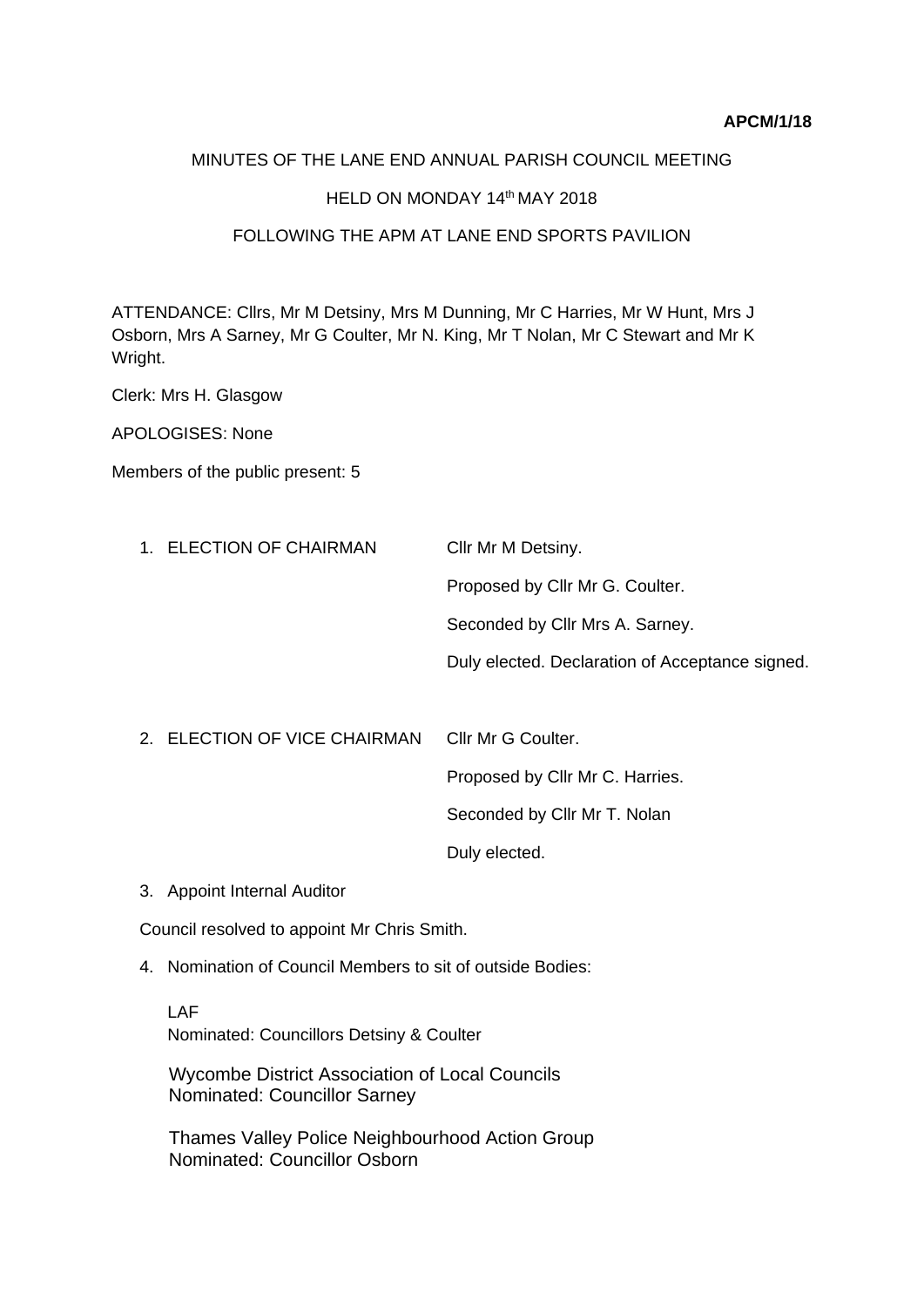**APCM/1/18**

MINUTES OF THE LANE END ANNUAL PARISH COUNCIL MEETING

HELD ON MONDAY 14th MAY 2018

FOLLOWING THE APM AT LANE END SPORTS PAVILION

ATTENDANCE: Cllrs, Mr M Detsiny, Mrs M Dunning, Mr C Harries, Mr W Hunt, Mrs J Osborn, Mrs A Sarney, Mr G Coulter, Mr N. King, Mr T Nolan, Mr C Stewart and Mr K Wright.

Clerk: Mrs H. Glasgow

APOLOGISES: None

Members of the public present: 5

1. ELECTION OF CHAIRMAN

   Cllr Mr M Detsiny.

   Proposed by Cllr Mr G. Coulter.

   Seconded by Cllr Mrs A. Sarney.

   Duly elected. Declaration of Acceptance signed.

2. ELECTION OF VICE CHAIRMAN

   Cllr Mr G Coulter.

   Proposed by Cllr Mr C. Harries.

   Seconded by Cllr Mr T. Nolan

   Duly elected.

3. Appoint Internal Auditor

Council resolved to appoint Mr Chris Smith.

4. Nomination of Council Members to sit of outside Bodies:

   LAF
   Nominated: Councillors Detsiny & Coulter

   Wycombe District Association of Local Councils
   Nominated: Councillor Sarney

   Thames Valley Police Neighbourhood Action Group
   Nominated: Councillor Osborn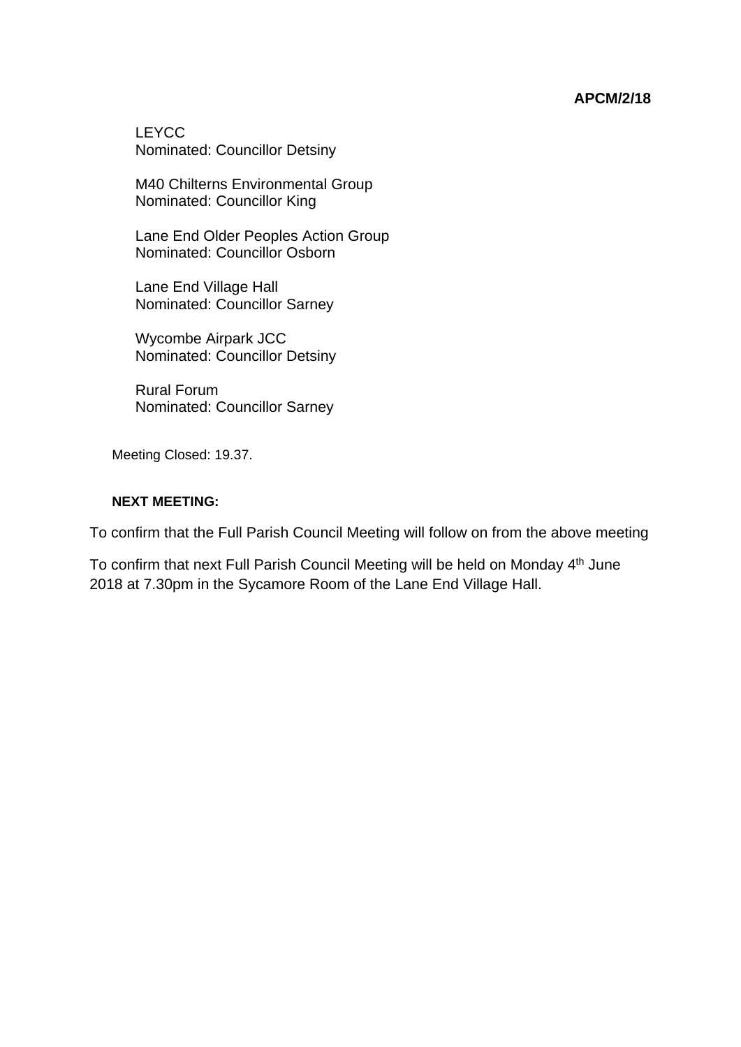**APCM/2/18**

LEYCC
Nominated: Councillor Detsiny

M40 Chilterns Environmental Group
Nominated: Councillor King

Lane End Older Peoples Action Group
Nominated: Councillor Osborn

Lane End Village Hall
Nominated: Councillor Sarney

Wycombe Airpark JCC
Nominated: Councillor Detsiny

Rural Forum
Nominated: Councillor Sarney

Meeting Closed: 19.37.

**NEXT MEETING:**

To confirm that the Full Parish Council Meeting will follow on from the above meeting

To confirm that next Full Parish Council Meeting will be held on Monday 4th June 2018 at 7.30pm in the Sycamore Room of the Lane End Village Hall.